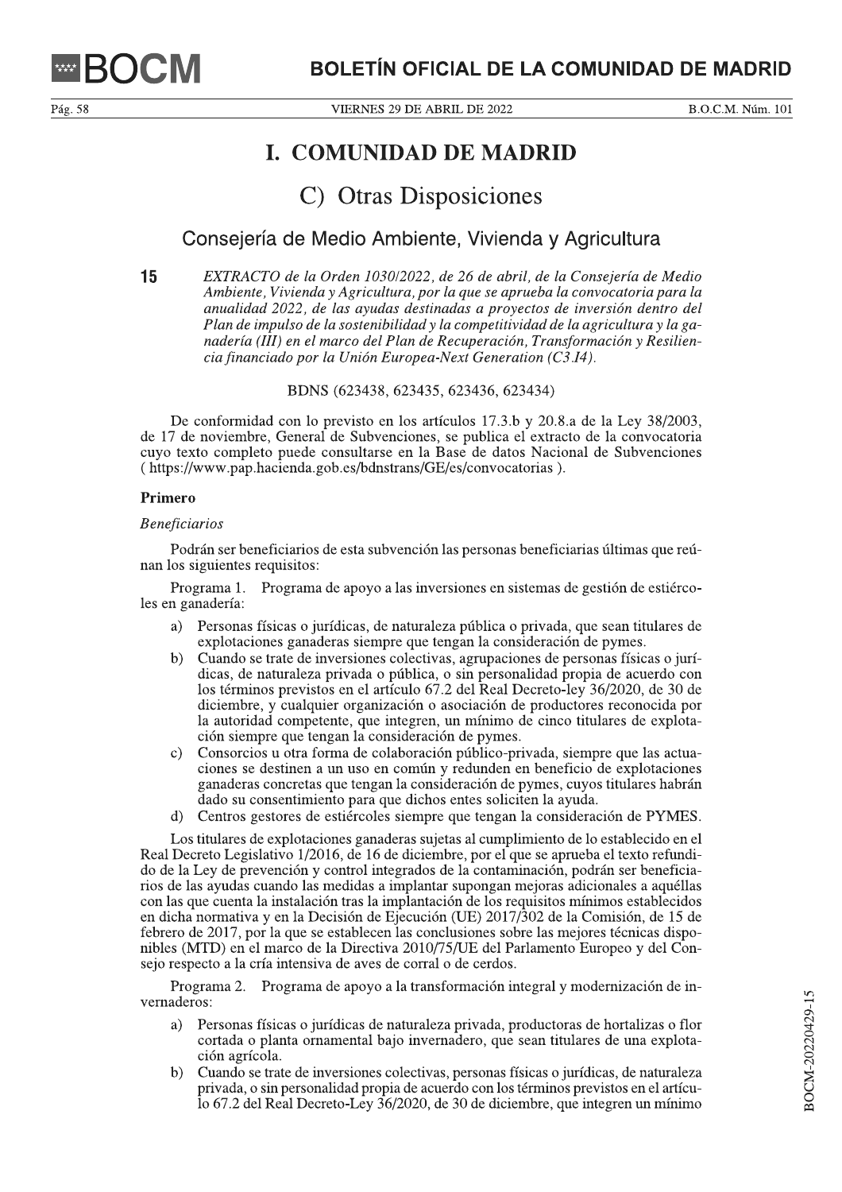# I. COMUNIDAD DE MADRID

## C) Otras Disposiciones

### Consejería de Medio Ambiente, Vivienda y Agricultura

**15** *EXTRACTO de la Orden 1030/2022, de 26 de abril, de la Consejería de Medio Ambiente, Vivienda y Agricultura, por la que se aprueba la convocatoria para la anualidad 2022, de las ayudas destinadas a proyectos de inversión dentro del Plan de impulso de la sostenibilidad y la competitividad de la agricultura y la ganadería (III) en el marco del Plan de Recuperación, Transformación y Resiliencia financiado por la Unión Europea-Next Generation (C3.I4).*

BDNS (623438, 623435, 623436, 623434)

De conformidad con lo previsto en los artículos 17.3.b y 20.8.a de la Ley 38/2003, de 17 de noviembre, General de Subvenciones, se publica el extracto de la convocatoria cuyo texto completo puede consultarse en la Base de datos Nacional de Subvenciones ( https://www.pap.hacienda.gob.es/bdnstrans/GE/es/convocatorias ).

**Primero**

*Beneficiarios*

Podrán ser beneficiarios de esta subvención las personas beneficiarias últimas que reúnan los siguientes requisitos:

Programa 1. Programa de apoyo a las inversiones en sistemas de gestión de estiércoles en ganadería:

a) Personas físicas o jurídicas, de naturaleza pública o privada, que sean titulares de explotaciones ganaderas siempre que tengan la consideración de pymes.
b) Cuando se trate de inversiones colectivas, agrupaciones de personas físicas o jurídicas, de naturaleza privada o pública, o sin personalidad propia de acuerdo con los términos previstos en el artículo 67.2 del Real Decreto-ley 36/2020, de 30 de diciembre, y cualquier organización o asociación de productores reconocida por la autoridad competente, que integren, un mínimo de cinco titulares de explotación siempre que tengan la consideración de pymes.
c) Consorcios u otra forma de colaboración público-privada, siempre que las actuaciones se destinen a un uso en común y redunden en beneficio de explotaciones ganaderas concretas que tengan la consideración de pymes, cuyos titulares habrán dado su consentimiento para que dichos entes soliciten la ayuda.
d) Centros gestores de estiércoles siempre que tengan la consideración de PYMES.

Los titulares de explotaciones ganaderas sujetas al cumplimiento de lo establecido en el Real Decreto Legislativo 1/2016, de 16 de diciembre, por el que se aprueba el texto refundido de la Ley de prevención y control integrados de la contaminación, podrán ser beneficiarios de las ayudas cuando las medidas a implantar supongan mejoras adicionales a aquéllas con las que cuenta la instalación tras la implantación de los requisitos mínimos establecidos en dicha normativa y en la Decisión de Ejecución (UE) 2017/302 de la Comisión, de 15 de febrero de 2017, por la que se establecen las conclusiones sobre las mejores técnicas disponibles (MTD) en el marco de la Directiva 2010/75/UE del Parlamento Europeo y del Consejo respecto a la cría intensiva de aves de corral o de cerdos.

Programa 2. Programa de apoyo a la transformación integral y modernización de invernaderos:

a) Personas físicas o jurídicas de naturaleza privada, productoras de hortalizas o flor cortada o planta ornamental bajo invernadero, que sean titulares de una explotación agrícola.
b) Cuando se trate de inversiones colectivas, personas físicas o jurídicas, de naturaleza privada, o sin personalidad propia de acuerdo con los términos previstos en el artículo 67.2 del Real Decreto-Ley 36/2020, de 30 de diciembre, que integren un mínimo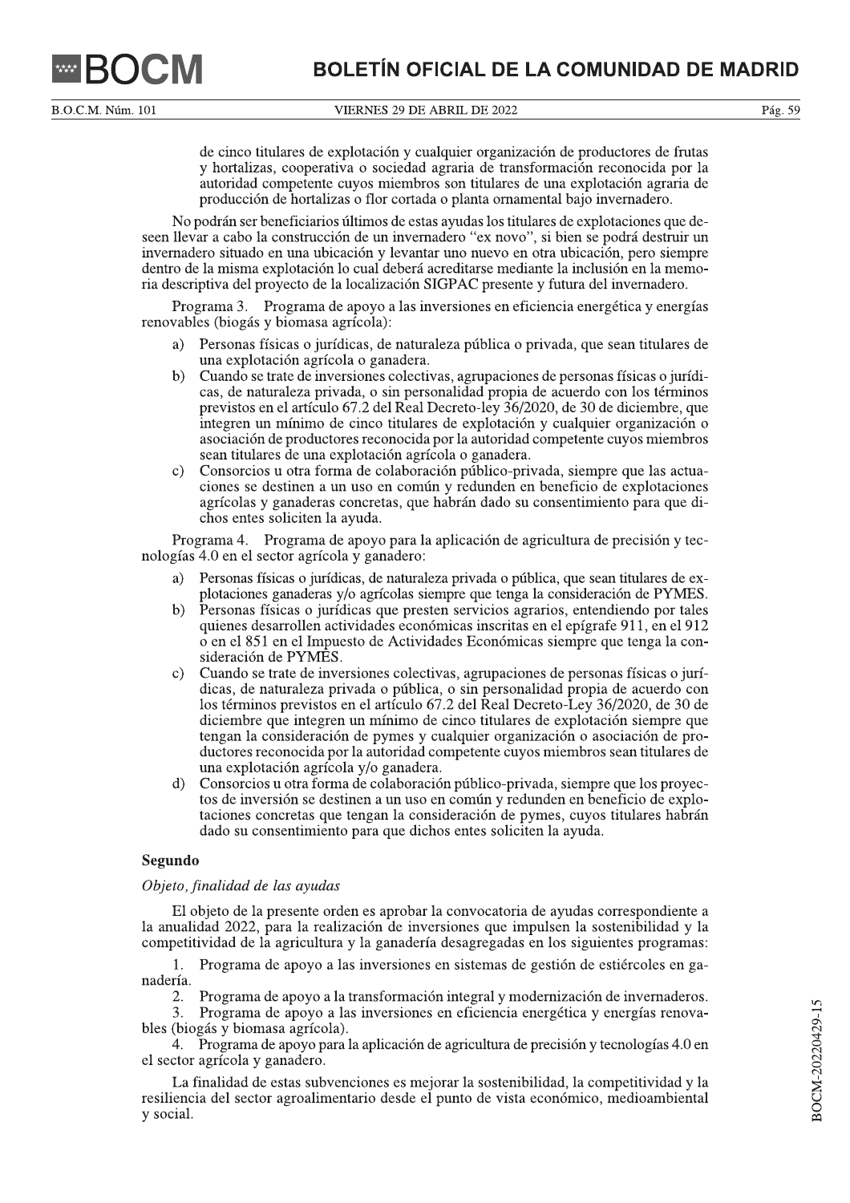de cinco titulares de explotación y cualquier organización de productores de frutas y hortalizas, cooperativa o sociedad agraria de transformación reconocida por la autoridad competente cuyos miembros son titulares de una explotación agraria de producción de hortalizas o flor cortada o planta ornamental bajo invernadero.

No podrán ser beneficiarios últimos de estas ayudas los titulares de explotaciones que deseen llevar a cabo la construcción de un invernadero "ex novo", si bien se podrá destruir un invernadero situado en una ubicación y levantar uno nuevo en otra ubicación, pero siempre dentro de la misma explotación lo cual deberá acreditarse mediante la inclusión en la memoria descriptiva del proyecto de la localización SIGPAC presente y futura del invernadero.

Programa 3. Programa de apoyo a las inversiones en eficiencia energética y energías renovables (biogás y biomasa agrícola):

a) Personas físicas o jurídicas, de naturaleza pública o privada, que sean titulares de una explotación agrícola o ganadera.
b) Cuando se trate de inversiones colectivas, agrupaciones de personas físicas o jurídicas, de naturaleza privada, o sin personalidad propia de acuerdo con los términos previstos en el artículo 67.2 del Real Decreto-ley 36/2020, de 30 de diciembre, que integren un mínimo de cinco titulares de explotación y cualquier organización o asociación de productores reconocida por la autoridad competente cuyos miembros sean titulares de una explotación agrícola o ganadera.
c) Consorcios u otra forma de colaboración público-privada, siempre que las actuaciones se destinen a un uso en común y redunden en beneficio de explotaciones agrícolas y ganaderas concretas, que habrán dado su consentimiento para que dichos entes soliciten la ayuda.

Programa 4. Programa de apoyo para la aplicación de agricultura de precisión y tecnologías 4.0 en el sector agrícola y ganadero:

a) Personas físicas o jurídicas, de naturaleza privada o pública, que sean titulares de explotaciones ganaderas y/o agrícolas siempre que tenga la consideración de PYMES.
b) Personas físicas o jurídicas que presten servicios agrarios, entendiendo por tales quienes desarrollen actividades económicas inscritas en el epígrafe 911, en el 912 o en el 851 en el Impuesto de Actividades Económicas siempre que tenga la consideración de PYMES.
c) Cuando se trate de inversiones colectivas, agrupaciones de personas físicas o jurídicas, de naturaleza privada o pública, o sin personalidad propia de acuerdo con los términos previstos en el artículo 67.2 del Real Decreto-Ley 36/2020, de 30 de diciembre que integren un mínimo de cinco titulares de explotación siempre que tengan la consideración de pymes y cualquier organización o asociación de productores reconocida por la autoridad competente cuyos miembros sean titulares de una explotación agrícola y/o ganadera.
d) Consorcios u otra forma de colaboración público-privada, siempre que los proyectos de inversión se destinen a un uso en común y redunden en beneficio de explotaciones concretas que tengan la consideración de pymes, cuyos titulares habrán dado su consentimiento para que dichos entes soliciten la ayuda.

## Segundo

*Objeto, finalidad de las ayudas*

El objeto de la presente orden es aprobar la convocatoria de ayudas correspondiente a la anualidad 2022, para la realización de inversiones que impulsen la sostenibilidad y la competitividad de la agricultura y la ganadería desagregadas en los siguientes programas:

1. Programa de apoyo a las inversiones en sistemas de gestión de estiércoles en ganadería.
2. Programa de apoyo a la transformación integral y modernización de invernaderos.
3. Programa de apoyo a las inversiones en eficiencia energética y energías renovables (biogás y biomasa agrícola).
4. Programa de apoyo para la aplicación de agricultura de precisión y tecnologías 4.0 en el sector agrícola y ganadero.

La finalidad de estas subvenciones es mejorar la sostenibilidad, la competitividad y la resiliencia del sector agroalimentario desde el punto de vista económico, medioambiental y social.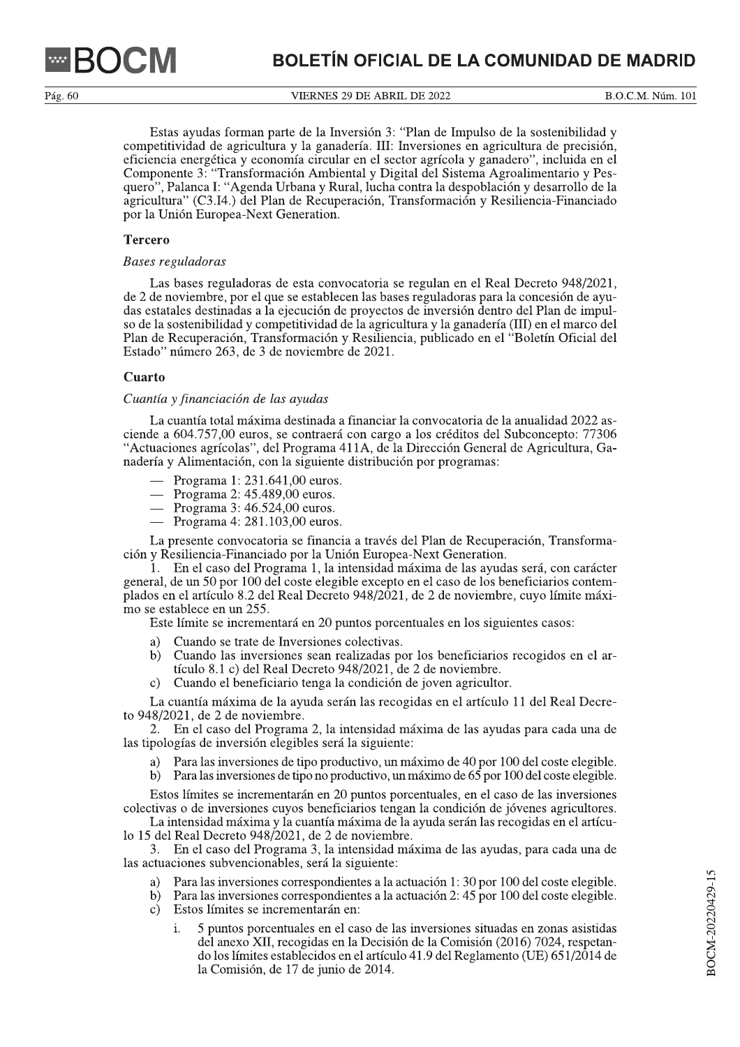Estas ayudas forman parte de la Inversión 3: "Plan de Impulso de la sostenibilidad y competitividad de agricultura y la ganadería. III: Inversiones en agricultura de precisión, eficiencia energética y economía circular en el sector agrícola y ganadero", incluida en el Componente 3: "Transformación Ambiental y Digital del Sistema Agroalimentario y Pesquero", Palanca I: "Agenda Urbana y Rural, lucha contra la despoblación y desarrollo de la agricultura" (C3.I4.) del Plan de Recuperación, Transformación y Resiliencia-Financiado por la Unión Europea-Next Generation.

### Tercero

*Bases reguladoras*

Las bases reguladoras de esta convocatoria se regulan en el Real Decreto 948/2021, de 2 de noviembre, por el que se establecen las bases reguladoras para la concesión de ayudas estatales destinadas a la ejecución de proyectos de inversión dentro del Plan de impulso de la sostenibilidad y competitividad de la agricultura y la ganadería (III) en el marco del Plan de Recuperación, Transformación y Resiliencia, publicado en el "Boletín Oficial del Estado" número 263, de 3 de noviembre de 2021.

### Cuarto

*Cuantía y financiación de las ayudas*

La cuantía total máxima destinada a financiar la convocatoria de la anualidad 2022 asciende a 604.757,00 euros, se contraerá con cargo a los créditos del Subconcepto: 77306 "Actuaciones agrícolas", del Programa 411A, de la Dirección General de Agricultura, Ganadería y Alimentación, con la siguiente distribución por programas:

- Programa 1: 231.641,00 euros.
- Programa 2: 45.489,00 euros.
- Programa 3: 46.524,00 euros.
- Programa 4: 281.103,00 euros.

La presente convocatoria se financia a través del Plan de Recuperación, Transformación y Resiliencia-Financiado por la Unión Europea-Next Generation.

1. En el caso del Programa 1, la intensidad máxima de las ayudas será, con carácter general, de un 50 por 100 del coste elegible excepto en el caso de los beneficiarios contemplados en el artículo 8.2 del Real Decreto 948/2021, de 2 de noviembre, cuyo límite máximo se establece en un 255.

Este límite se incrementará en 20 puntos porcentuales en los siguientes casos:

a) Cuando se trate de Inversiones colectivas.
b) Cuando las inversiones sean realizadas por los beneficiarios recogidos en el artículo 8.1 c) del Real Decreto 948/2021, de 2 de noviembre.
c) Cuando el beneficiario tenga la condición de joven agricultor.

La cuantía máxima de la ayuda serán las recogidas en el artículo 11 del Real Decreto 948/2021, de 2 de noviembre.

2. En el caso del Programa 2, la intensidad máxima de las ayudas para cada una de las tipologías de inversión elegibles será la siguiente:

a) Para las inversiones de tipo productivo, un máximo de 40 por 100 del coste elegible.
b) Para las inversiones de tipo no productivo, un máximo de 65 por 100 del coste elegible.

Estos límites se incrementarán en 20 puntos porcentuales, en el caso de las inversiones colectivas o de inversiones cuyos beneficiarios tengan la condición de jóvenes agricultores.

La intensidad máxima y la cuantía máxima de la ayuda serán las recogidas en el artículo 15 del Real Decreto 948/2021, de 2 de noviembre.

3. En el caso del Programa 3, la intensidad máxima de las ayudas, para cada una de las actuaciones subvencionables, será la siguiente:

a) Para las inversiones correspondientes a la actuación 1: 30 por 100 del coste elegible.
b) Para las inversiones correspondientes a la actuación 2: 45 por 100 del coste elegible.
c) Estos límites se incrementarán en:
   i. 5 puntos porcentuales en el caso de las inversiones situadas en zonas asistidas del anexo XII, recogidas en la Decisión de la Comisión (2016) 7024, respetando los límites establecidos en el artículo 41.9 del Reglamento (UE) 651/2014 de la Comisión, de 17 de junio de 2014.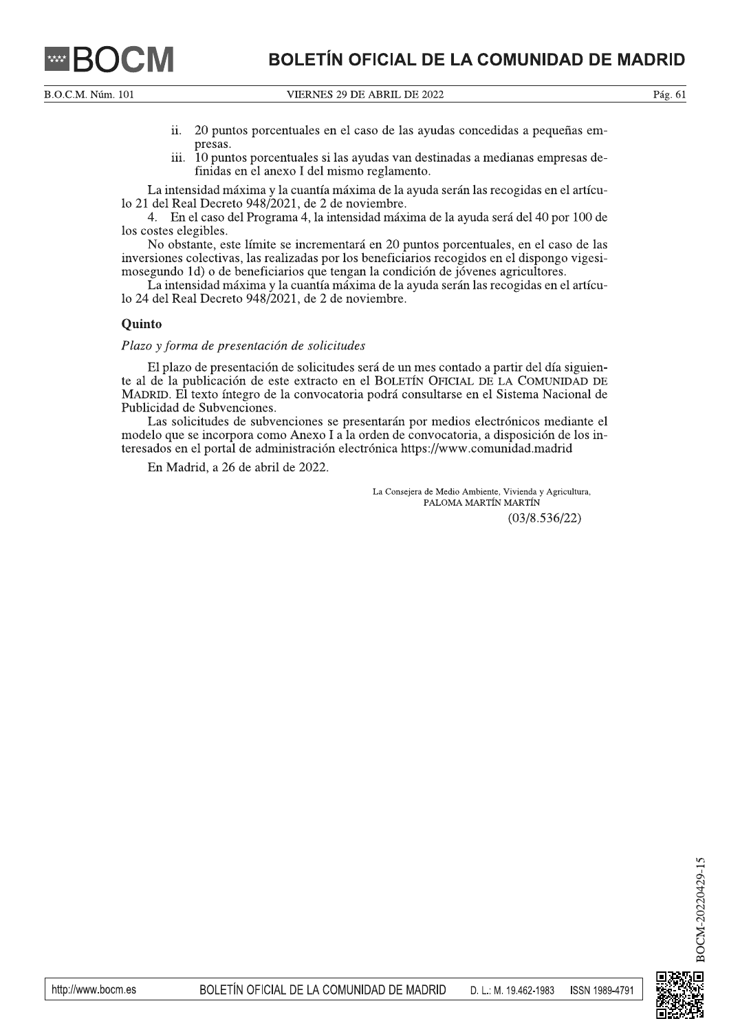ii. 20 puntos porcentuales en el caso de las ayudas concedidas a pequeñas empresas.

iii. 10 puntos porcentuales si las ayudas van destinadas a medianas empresas definidas en el anexo I del mismo reglamento.

La intensidad máxima y la cuantía máxima de la ayuda serán las recogidas en el artículo 21 del Real Decreto 948/2021, de 2 de noviembre.

4. En el caso del Programa 4, la intensidad máxima de la ayuda será del 40 por 100 de los costes elegibles.

No obstante, este límite se incrementará en 20 puntos porcentuales, en el caso de las inversiones colectivas, las realizadas por los beneficiarios recogidos en el dispongo vigesimosegundo 1d) o de beneficiarios que tengan la condición de jóvenes agricultores.

La intensidad máxima y la cuantía máxima de la ayuda serán las recogidas en el artículo 24 del Real Decreto 948/2021, de 2 de noviembre.

### Quinto

*Plazo y forma de presentación de solicitudes*

El plazo de presentación de solicitudes será de un mes contado a partir del día siguiente al de la publicación de este extracto en el BOLETÍN OFICIAL DE LA COMUNIDAD DE MADRID. El texto íntegro de la convocatoria podrá consultarse en el Sistema Nacional de Publicidad de Subvenciones.

Las solicitudes de subvenciones se presentarán por medios electrónicos mediante el modelo que se incorpora como Anexo I a la orden de convocatoria, a disposición de los interesados en el portal de administración electrónica https://www.comunidad.madrid

En Madrid, a 26 de abril de 2022.

La Consejera de Medio Ambiente, Vivienda y Agricultura,
PALOMA MARTÍN MARTÍN

(03/8.536/22)